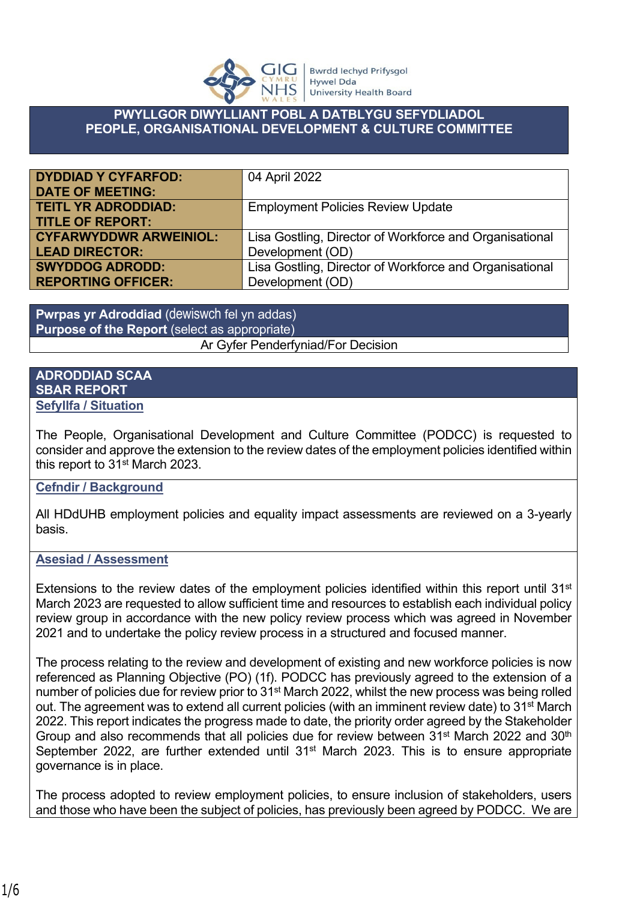Bwrdd Iechyd Prifysgol Hywel Dda University Health Board

# PWYLLGOR DIWYLLIANT POBL A DATBLYGU SEFYDLIADOL
# PEOPLE, ORGANISATIONAL DEVELOPMENT & CULTURE COMMITTEE

| | |
|---|---|
| **DYDDIAD Y CYFARFOD: DATE OF MEETING:** | 04 April 2022 |
| **TEITL YR ADRODDIAD: TITLE OF REPORT:** | Employment Policies Review Update |
| **CYFARWYDDWR ARWEINIOL: LEAD DIRECTOR:** | Lisa Gostling, Director of Workforce and Organisational Development (OD) |
| **SWYDDOG ADRODD: REPORTING OFFICER:** | Lisa Gostling, Director of Workforce and Organisational Development (OD) |

| **Pwrpas yr Adroddiad** (dewiswch fel yn addas) **Purpose of the Report** (select as appropriate) |
|---|
| Ar Gyfer Penderfyniad/For Decision |

## ADRODDIAD SCAA
## SBAR REPORT

### Sefyllfa / Situation

The People, Organisational Development and Culture Committee (PODCC) is requested to consider and approve the extension to the review dates of the employment policies identified within this report to 31st March 2023.

### Cefndir / Background

All HDdUHB employment policies and equality impact assessments are reviewed on a 3-yearly basis.

### Asesiad / Assessment

Extensions to the review dates of the employment policies identified within this report until 31st March 2023 are requested to allow sufficient time and resources to establish each individual policy review group in accordance with the new policy review process which was agreed in November 2021 and to undertake the policy review process in a structured and focused manner.

The process relating to the review and development of existing and new workforce policies is now referenced as Planning Objective (PO) (1f). PODCC has previously agreed to the extension of a number of policies due for review prior to 31st March 2022, whilst the new process was being rolled out. The agreement was to extend all current policies (with an imminent review date) to 31st March 2022. This report indicates the progress made to date, the priority order agreed by the Stakeholder Group and also recommends that all policies due for review between 31st March 2022 and 30th September 2022, are further extended until 31st March 2023. This is to ensure appropriate governance is in place.

The process adopted to review employment policies, to ensure inclusion of stakeholders, users and those who have been the subject of policies, has previously been agreed by PODCC. We are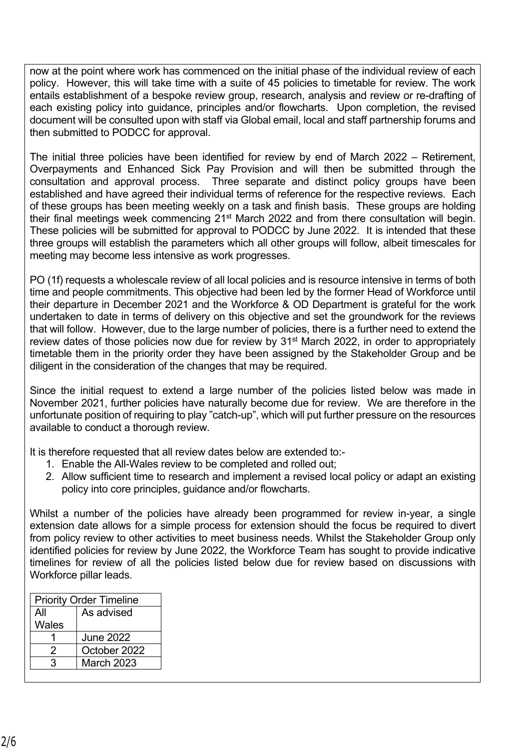now at the point where work has commenced on the initial phase of the individual review of each policy. However, this will take time with a suite of 45 policies to timetable for review. The work entails establishment of a bespoke review group, research, analysis and review or re-drafting of each existing policy into guidance, principles and/or flowcharts. Upon completion, the revised document will be consulted upon with staff via Global email, local and staff partnership forums and then submitted to PODCC for approval.

The initial three policies have been identified for review by end of March 2022 – Retirement, Overpayments and Enhanced Sick Pay Provision and will then be submitted through the consultation and approval process. Three separate and distinct policy groups have been established and have agreed their individual terms of reference for the respective reviews. Each of these groups has been meeting weekly on a task and finish basis. These groups are holding their final meetings week commencing 21st March 2022 and from there consultation will begin. These policies will be submitted for approval to PODCC by June 2022. It is intended that these three groups will establish the parameters which all other groups will follow, albeit timescales for meeting may become less intensive as work progresses.

PO (1f) requests a wholescale review of all local policies and is resource intensive in terms of both time and people commitments. This objective had been led by the former Head of Workforce until their departure in December 2021 and the Workforce & OD Department is grateful for the work undertaken to date in terms of delivery on this objective and set the groundwork for the reviews that will follow. However, due to the large number of policies, there is a further need to extend the review dates of those policies now due for review by 31st March 2022, in order to appropriately timetable them in the priority order they have been assigned by the Stakeholder Group and be diligent in the consideration of the changes that may be required.

Since the initial request to extend a large number of the policies listed below was made in November 2021, further policies have naturally become due for review. We are therefore in the unfortunate position of requiring to play "catch-up", which will put further pressure on the resources available to conduct a thorough review.

It is therefore requested that all review dates below are extended to:-

1. Enable the All-Wales review to be completed and rolled out;
2. Allow sufficient time to research and implement a revised local policy or adapt an existing policy into core principles, guidance and/or flowcharts.

Whilst a number of the policies have already been programmed for review in-year, a single extension date allows for a simple process for extension should the focus be required to divert from policy review to other activities to meet business needs. Whilst the Stakeholder Group only identified policies for review by June 2022, the Workforce Team has sought to provide indicative timelines for review of all the policies listed below due for review based on discussions with Workforce pillar leads.

| Priority Order Timeline | |
|---|---|
| All Wales | As advised |
| 1 | June 2022 |
| 2 | October 2022 |
| 3 | March 2023 |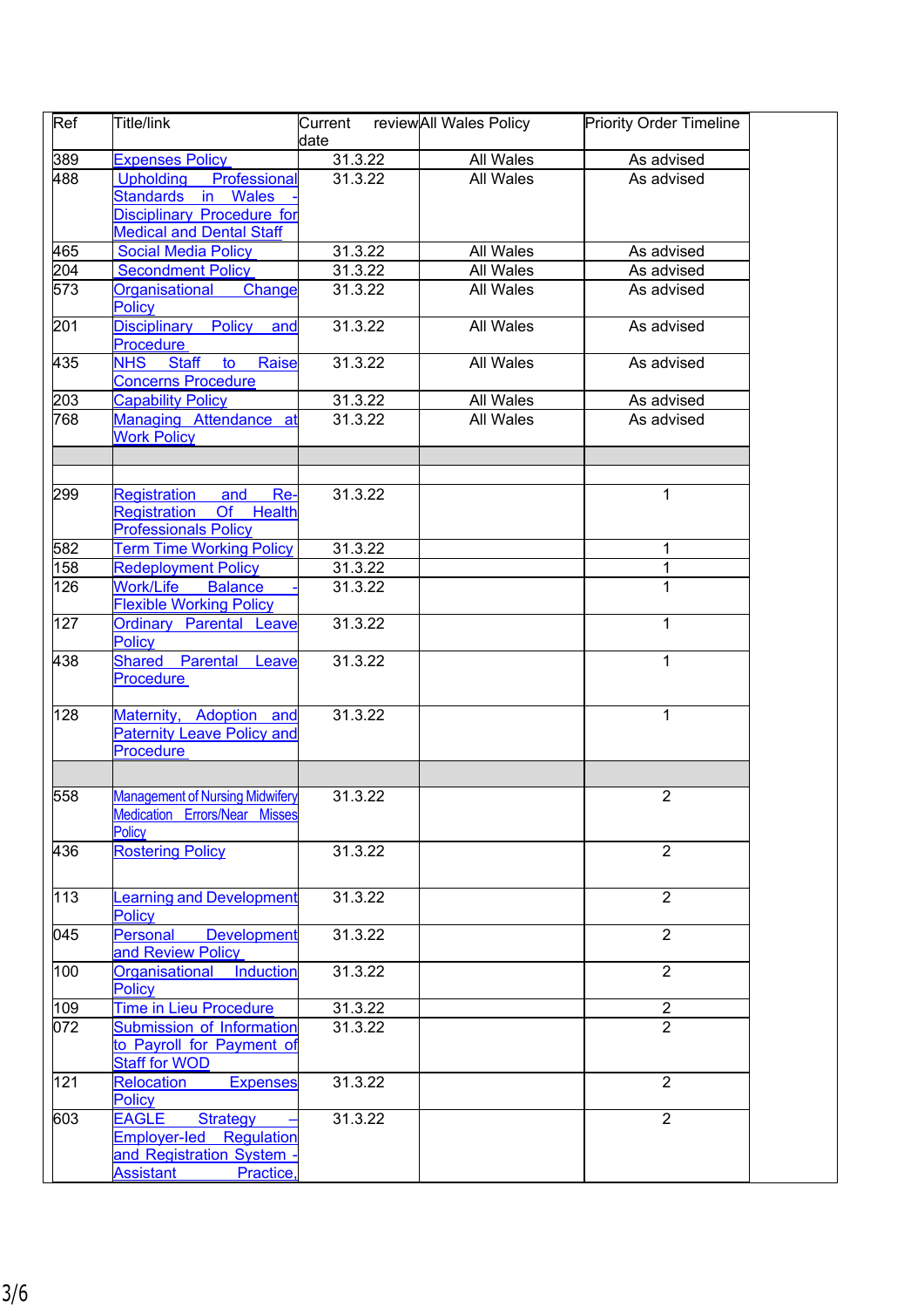| Ref | Title/link | Current review date | All Wales Policy | Priority Order Timeline |
|---|---|---|---|---|
| 389 | Expenses Policy | 31.3.22 | All Wales | As advised |
| 488 | Upholding Professional Standards in Wales - Disciplinary Procedure for Medical and Dental Staff | 31.3.22 | All Wales | As advised |
| 465 | Social Media Policy | 31.3.22 | All Wales | As advised |
| 204 | Secondment Policy | 31.3.22 | All Wales | As advised |
| 573 | Organisational Change Policy | 31.3.22 | All Wales | As advised |
| 201 | Disciplinary Policy and Procedure | 31.3.22 | All Wales | As advised |
| 435 | NHS Staff to Raise Concerns Procedure | 31.3.22 | All Wales | As advised |
| 203 | Capability Policy | 31.3.22 | All Wales | As advised |
| 768 | Managing Attendance at Work Policy | 31.3.22 | All Wales | As advised |
| | | | | |
| | | | | |
| 299 | Registration and Re-Registration Of Health Professionals Policy | 31.3.22 | | 1 |
| 582 | Term Time Working Policy | 31.3.22 | | 1 |
| 158 | Redeployment Policy | 31.3.22 | | 1 |
| 126 | Work/Life Balance - Flexible Working Policy | 31.3.22 | | 1 |
| 127 | Ordinary Parental Leave Policy | 31.3.22 | | 1 |
| 438 | Shared Parental Leave Procedure | 31.3.22 | | 1 |
| 128 | Maternity, Adoption and Paternity Leave Policy and Procedure | 31.3.22 | | 1 |
| | | | | |
| 558 | Management of Nursing Midwifery Medication Errors/Near Misses Policy | 31.3.22 | | 2 |
| 436 | Rostering Policy | 31.3.22 | | 2 |
| 113 | Learning and Development Policy | 31.3.22 | | 2 |
| 045 | Personal Development and Review Policy | 31.3.22 | | 2 |
| 100 | Organisational Induction Policy | 31.3.22 | | 2 |
| 109 | Time in Lieu Procedure | 31.3.22 | | 2 |
| 072 | Submission of Information to Payroll for Payment of Staff for WOD | 31.3.22 | | 2 |
| 121 | Relocation Expenses Policy | 31.3.22 | | 2 |
| 603 | EAGLE Strategy – Employer-led Regulation and Registration System - Assistant Practice, | 31.3.22 | | 2 |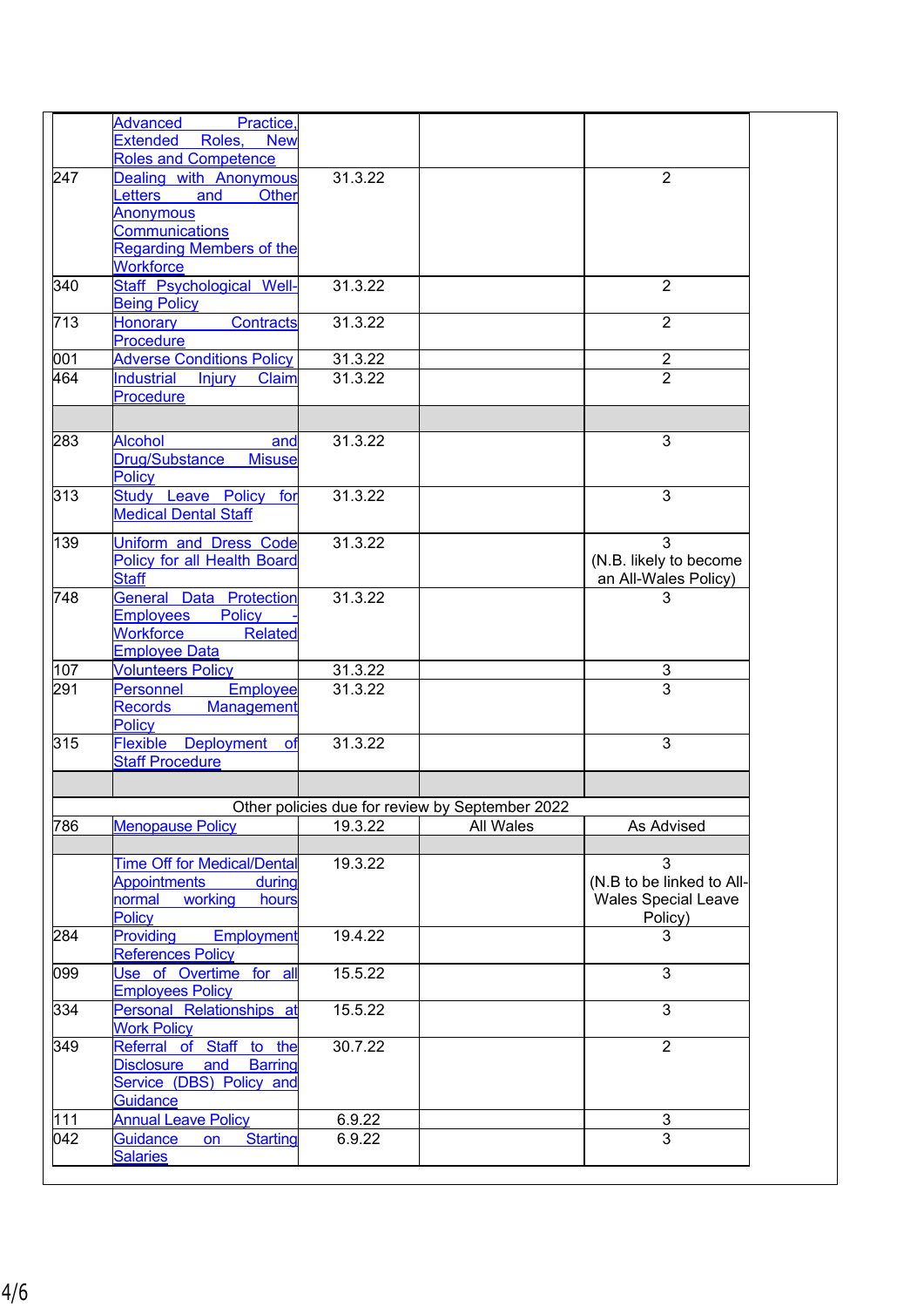| | | | | |
|---|---|---|---|---|
| | Advanced Practice, Extended Roles, New Roles and Competence | | | |
| 247 | Dealing with Anonymous Letters and Other Anonymous Communications Regarding Members of the Workforce | 31.3.22 | | 2 |
| 340 | Staff Psychological Well-Being Policy | 31.3.22 | | 2 |
| 713 | Honorary Contracts Procedure | 31.3.22 | | 2 |
| 001 | Adverse Conditions Policy | 31.3.22 | | 2 |
| 464 | Industrial Injury Claim Procedure | 31.3.22 | | 2 |
| | | | | |
| 283 | Alcohol and Drug/Substance Misuse Policy | 31.3.22 | | 3 |
| 313 | Study Leave Policy for Medical Dental Staff | 31.3.22 | | 3 |
| 139 | Uniform and Dress Code Policy for all Health Board Staff | 31.3.22 | | 3 (N.B. likely to become an All-Wales Policy) |
| 748 | General Data Protection Employees Policy - Workforce Related Employee Data | 31.3.22 | | 3 |
| 107 | Volunteers Policy | 31.3.22 | | 3 |
| 291 | Personnel Employee Records Management Policy | 31.3.22 | | 3 |
| 315 | Flexible Deployment of Staff Procedure | 31.3.22 | | 3 |
| | | | | |
| | Other policies due for review by September 2022 | | | |
| 786 | Menopause Policy | 19.3.22 | All Wales | As Advised |
| | | | | |
| | Time Off for Medical/Dental Appointments during normal working hours Policy | 19.3.22 | | 3 (N.B to be linked to All-Wales Special Leave Policy) |
| 284 | Providing Employment References Policy | 19.4.22 | | 3 |
| 099 | Use of Overtime for all Employees Policy | 15.5.22 | | 3 |
| 334 | Personal Relationships at Work Policy | 15.5.22 | | 3 |
| 349 | Referral of Staff to the Disclosure and Barring Service (DBS) Policy and Guidance | 30.7.22 | | 2 |
| 111 | Annual Leave Policy | 6.9.22 | | 3 |
| 042 | Guidance on Starting Salaries | 6.9.22 | | 3 |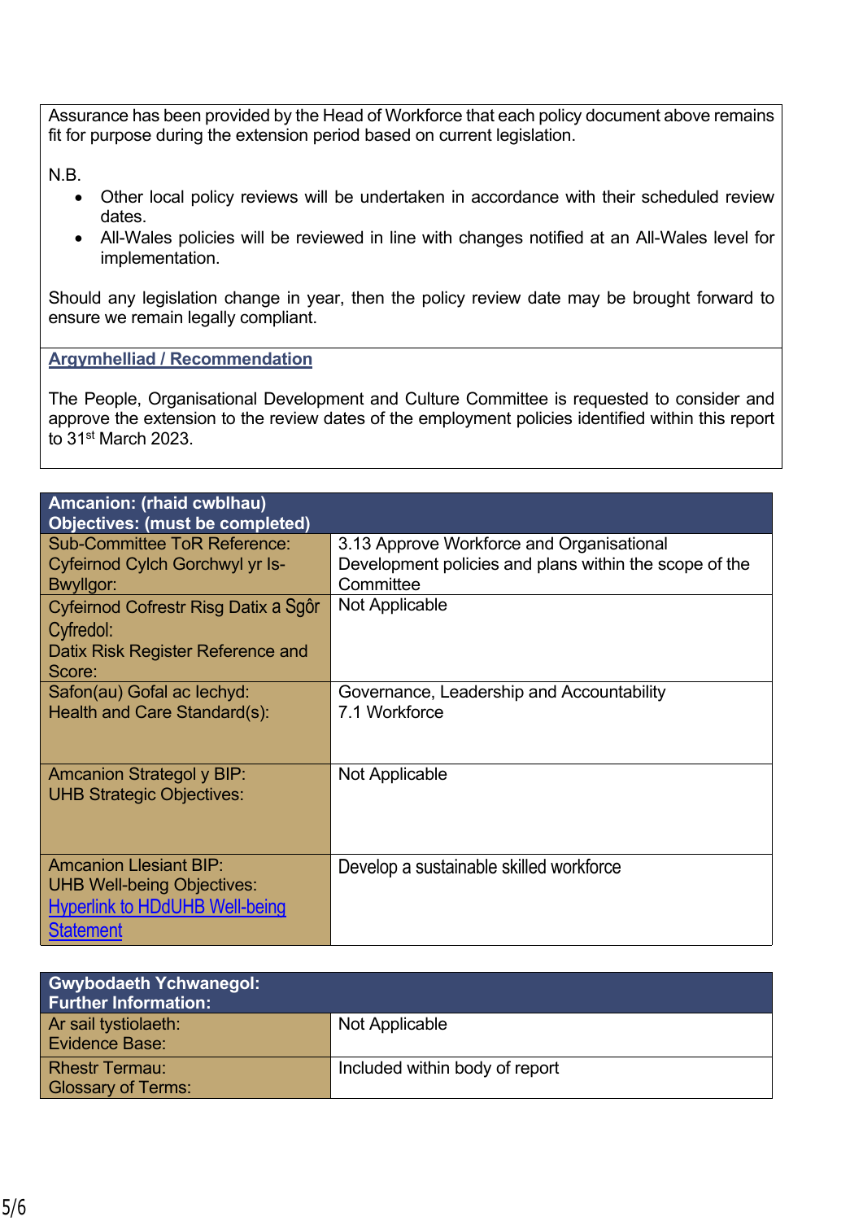Assurance has been provided by the Head of Workforce that each policy document above remains fit for purpose during the extension period based on current legislation.

N.B.

- Other local policy reviews will be undertaken in accordance with their scheduled review dates.
- All-Wales policies will be reviewed in line with changes notified at an All-Wales level for implementation.

Should any legislation change in year, then the policy review date may be brought forward to ensure we remain legally compliant.

**Argymhelliad / Recommendation**

The People, Organisational Development and Culture Committee is requested to consider and approve the extension to the review dates of the employment policies identified within this report to 31st March 2023.

| **Amcanion: (rhaid cwblhau)<br>Objectives: (must be completed)** | |
|---|---|
| Sub-Committee ToR Reference:<br>Cyfeirnod Cylch Gorchwyl yr Is-Bwyllgor: | 3.13 Approve Workforce and Organisational Development policies and plans within the scope of the Committee |
| Cyfeirnod Cofrestr Risg Datix a Sgôr Cyfredol:<br>Datix Risk Register Reference and Score: | Not Applicable |
| Safon(au) Gofal ac Iechyd:<br>Health and Care Standard(s): | Governance, Leadership and Accountability<br>7.1 Workforce |
| Amcanion Strategol y BIP:<br>UHB Strategic Objectives: | Not Applicable |
| Amcanion Llesiant BIP:<br>UHB Well-being Objectives:<br>Hyperlink to HDdUHB Well-being Statement | Develop a sustainable skilled workforce |

| **Gwybodaeth Ychwanegol:<br>Further Information:** | |
|---|---|
| Ar sail tystiolaeth:<br>Evidence Base: | Not Applicable |
| Rhestr Termau:<br>Glossary of Terms: | Included within body of report |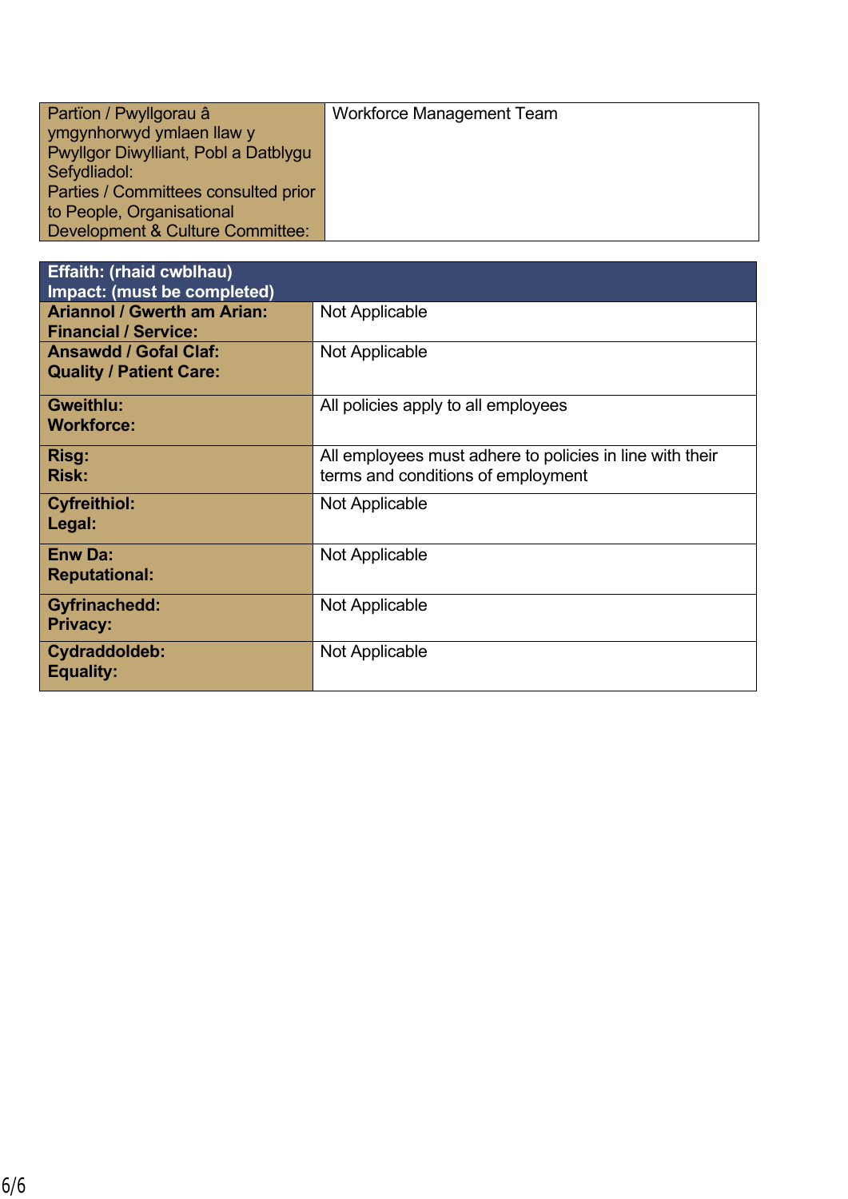| | |
|---|---|
| Partïon / Pwyllgorau â ymgynhorwyd ymlaen llaw y Pwyllgor Diwylliant, Pobl a Datblygu Sefydliadol:<br>Parties / Committees consulted prior to People, Organisational Development & Culture Committee: | Workforce Management Team |

| **Effaith: (rhaid cwblhau)<br>Impact: (must be completed)** | |
|---|---|
| **Ariannol / Gwerth am Arian:<br>Financial / Service:** | Not Applicable |
| **Ansawdd / Gofal Claf:<br>Quality / Patient Care:** | Not Applicable |
| **Gweithlu:<br>Workforce:** | All policies apply to all employees |
| **Risg:<br>Risk:** | All employees must adhere to policies in line with their terms and conditions of employment |
| **Cyfreithiol:<br>Legal:** | Not Applicable |
| **Enw Da:<br>Reputational:** | Not Applicable |
| **Gyfrinachedd:<br>Privacy:** | Not Applicable |
| **Cydraddoldeb:<br>Equality:** | Not Applicable |